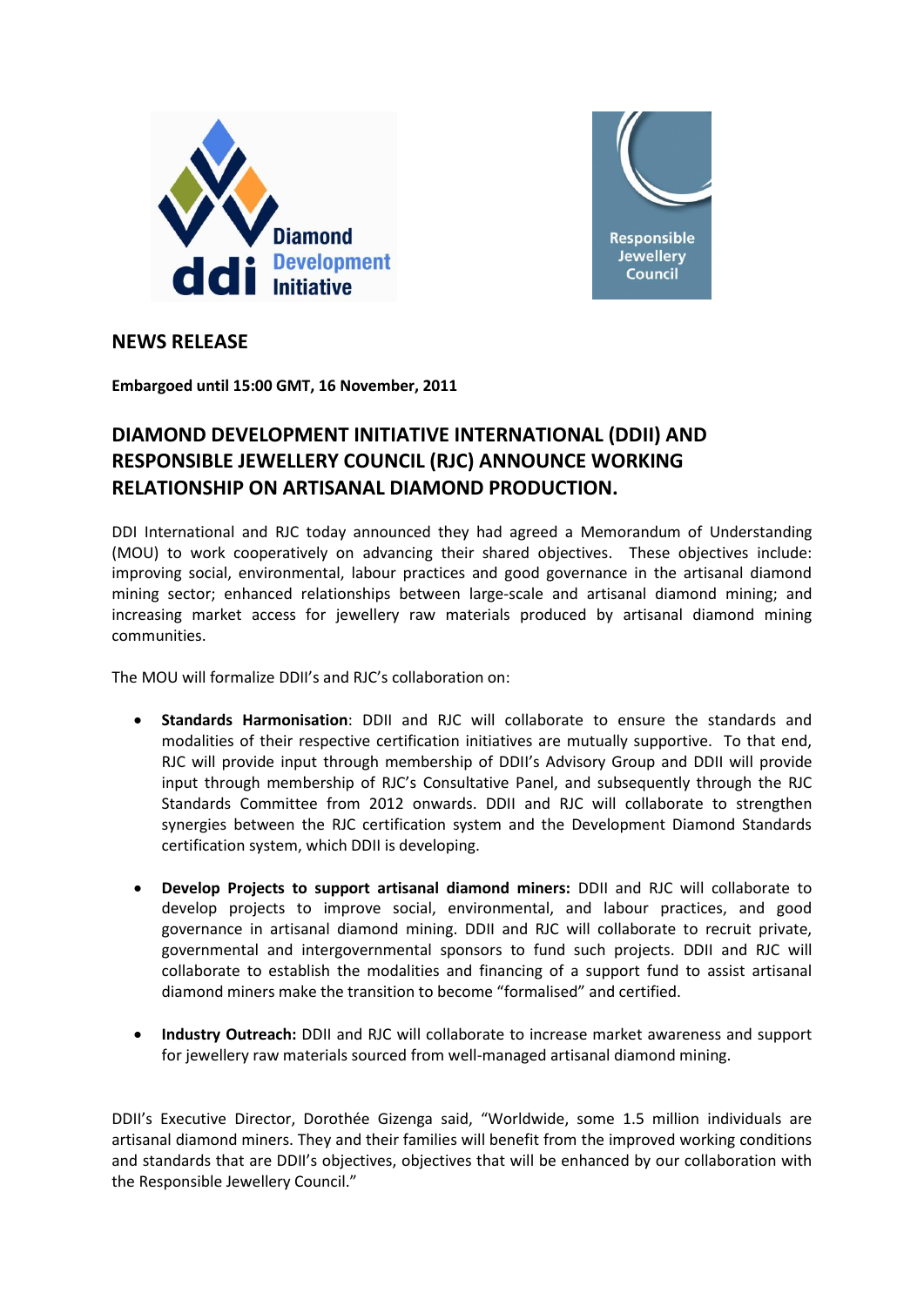## NEWS RELEASE

**Embargoed until 15:00 GMT, 16 November, 2011**

# DIAMOND DEVELOPMENT INITIATIVE INTERNATIONAL (DDII) AND RESPONSIBLE JEWELLERY COUNCIL (RJC) ANNOUNCE WORKING RELATIONSHIP ON ARTISANAL DIAMOND PRODUCTION.

DDI International and RJC today announced they had agreed a Memorandum of Understanding (MOU) to work cooperatively on advancing their shared objectives. These objectives include: improving social, environmental, labour practices and good governance in the artisanal diamond mining sector; enhanced relationships between large-scale and artisanal diamond mining; and increasing market access for jewellery raw materials produced by artisanal diamond mining communities.

The MOU will formalize DDII's and RJC's collaboration on:

- **Standards Harmonisation**: DDII and RJC will collaborate to ensure the standards and modalities of their respective certification initiatives are mutually supportive. To that end, RJC will provide input through membership of DDII's Advisory Group and DDII will provide input through membership of RJC's Consultative Panel, and subsequently through the RJC Standards Committee from 2012 onwards. DDII and RJC will collaborate to strengthen synergies between the RJC certification system and the Development Diamond Standards certification system, which DDII is developing.

- **Develop Projects to support artisanal diamond miners:** DDII and RJC will collaborate to develop projects to improve social, environmental, and labour practices, and good governance in artisanal diamond mining. DDII and RJC will collaborate to recruit private, governmental and intergovernmental sponsors to fund such projects. DDII and RJC will collaborate to establish the modalities and financing of a support fund to assist artisanal diamond miners make the transition to become "formalised" and certified.

- **Industry Outreach:** DDII and RJC will collaborate to increase market awareness and support for jewellery raw materials sourced from well-managed artisanal diamond mining.

DDII's Executive Director, Dorothée Gizenga said, "Worldwide, some 1.5 million individuals are artisanal diamond miners. They and their families will benefit from the improved working conditions and standards that are DDII's objectives, objectives that will be enhanced by our collaboration with the Responsible Jewellery Council."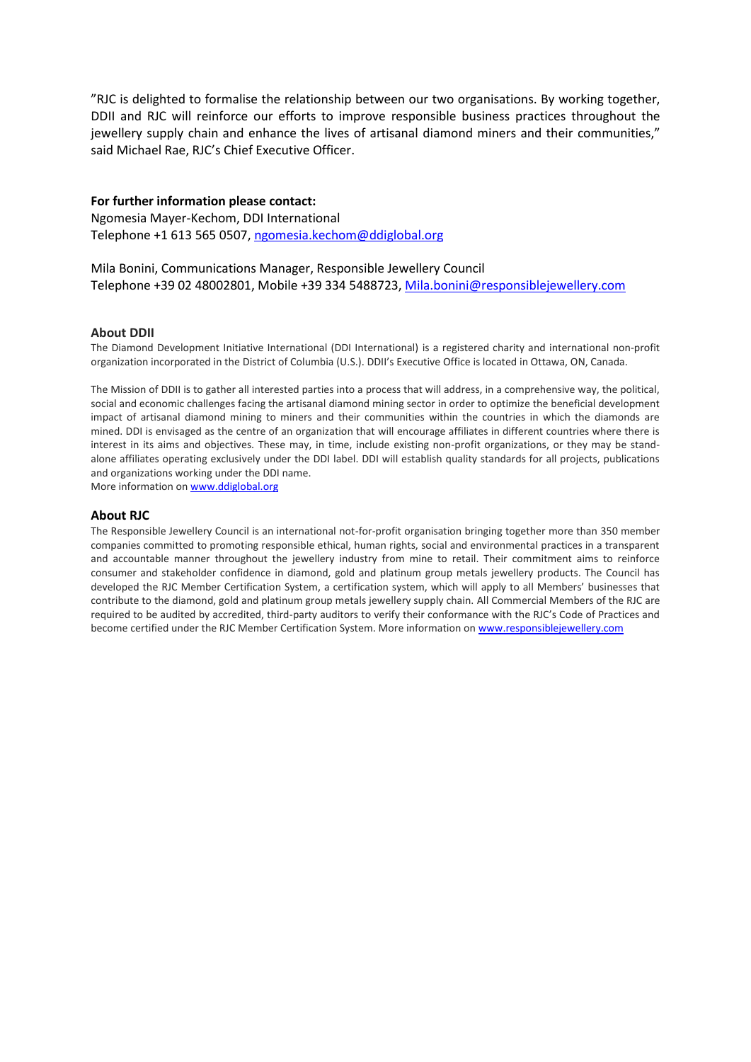"RJC is delighted to formalise the relationship between our two organisations. By working together, DDII and RJC will reinforce our efforts to improve responsible business practices throughout the jewellery supply chain and enhance the lives of artisanal diamond miners and their communities," said Michael Rae, RJC's Chief Executive Officer.

**For further information please contact:**
Ngomesia Mayer-Kechom, DDI International
Telephone +1 613 565 0507, ngomesia.kechom@ddiglobal.org

Mila Bonini, Communications Manager, Responsible Jewellery Council
Telephone +39 02 48002801, Mobile +39 334 5488723, Mila.bonini@responsiblejewellery.com

### About DDII

The Diamond Development Initiative International (DDI International) is a registered charity and international non-profit organization incorporated in the District of Columbia (U.S.). DDII's Executive Office is located in Ottawa, ON, Canada.

The Mission of DDII is to gather all interested parties into a process that will address, in a comprehensive way, the political, social and economic challenges facing the artisanal diamond mining sector in order to optimize the beneficial development impact of artisanal diamond mining to miners and their communities within the countries in which the diamonds are mined. DDI is envisaged as the centre of an organization that will encourage affiliates in different countries where there is interest in its aims and objectives. These may, in time, include existing non-profit organizations, or they may be stand-alone affiliates operating exclusively under the DDI label. DDI will establish quality standards for all projects, publications and organizations working under the DDI name.
More information on www.ddiglobal.org

### About RJC

The Responsible Jewellery Council is an international not-for-profit organisation bringing together more than 350 member companies committed to promoting responsible ethical, human rights, social and environmental practices in a transparent and accountable manner throughout the jewellery industry from mine to retail. Their commitment aims to reinforce consumer and stakeholder confidence in diamond, gold and platinum group metals jewellery products. The Council has developed the RJC Member Certification System, a certification system, which will apply to all Members' businesses that contribute to the diamond, gold and platinum group metals jewellery supply chain. All Commercial Members of the RJC are required to be audited by accredited, third-party auditors to verify their conformance with the RJC's Code of Practices and become certified under the RJC Member Certification System. More information on www.responsiblejewellery.com